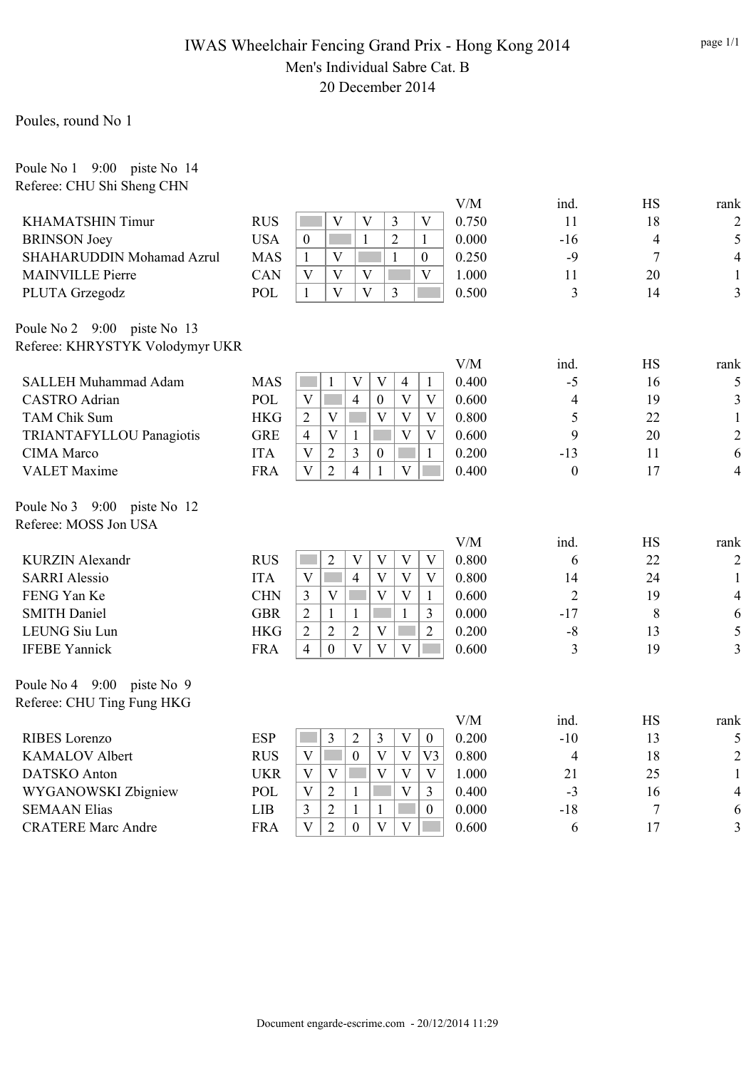# IWAS Wheelchair Fencing Grand Prix - Hong Kong 2014

## Men's Individual Sabre Cat. B

20 December 2014

### Poules, round No 1

**Poule No 1 9:00 piste No 14**
Referee: CHU Shi Sheng CHN

| Name | Nation | 1 | 2 | 3 | 4 | 5 | V/M | ind. | HS | rank |
|---|---|---|---|---|---|---|---|---|---|---|
| KHAMATSHIN Timur | RUS | | V | V | 3 | V | 0.750 | 11 | 18 | 2 |
| BRINSON Joey | USA | 0 | | 1 | 2 | 1 | 0.000 | -16 | 4 | 5 |
| SHAHARUDDIN Mohamad Azrul | MAS | 1 | V | | 1 | 0 | 0.250 | -9 | 7 | 4 |
| MAINVILLE Pierre | CAN | V | V | V | | V | 1.000 | 11 | 20 | 1 |
| PLUTA Grzegodz | POL | 1 | V | V | 3 | | 0.500 | 3 | 14 | 3 |

**Poule No 2 9:00 piste No 13**
Referee: KHRYSTYK Volodymyr UKR

| Name | Nation | 1 | 2 | 3 | 4 | 5 | 6 | V/M | ind. | HS | rank |
|---|---|---|---|---|---|---|---|---|---|---|---|
| SALLEH Muhammad Adam | MAS | | 1 | V | V | 4 | 1 | 0.400 | -5 | 16 | 5 |
| CASTRO Adrian | POL | V | | 4 | 0 | V | V | 0.600 | 4 | 19 | 3 |
| TAM Chik Sum | HKG | 2 | V | | V | V | V | 0.800 | 5 | 22 | 1 |
| TRIANTAFYLLOU Panagiotis | GRE | 4 | V | 1 | | V | V | 0.600 | 9 | 20 | 2 |
| CIMA Marco | ITA | V | 2 | 3 | 0 | | 1 | 0.200 | -13 | 11 | 6 |
| VALET Maxime | FRA | V | 2 | 4 | 1 | V | | 0.400 | 0 | 17 | 4 |

**Poule No 3 9:00 piste No 12**
Referee: MOSS Jon USA

| Name | Nation | 1 | 2 | 3 | 4 | 5 | 6 | V/M | ind. | HS | rank |
|---|---|---|---|---|---|---|---|---|---|---|---|
| KURZIN Alexandr | RUS | | 2 | V | V | V | V | 0.800 | 6 | 22 | 2 |
| SARRI Alessio | ITA | V | | 4 | V | V | V | 0.800 | 14 | 24 | 1 |
| FENG Yan Ke | CHN | 3 | V | | V | V | 1 | 0.600 | 2 | 19 | 4 |
| SMITH Daniel | GBR | 2 | 1 | 1 | | 1 | 3 | 0.000 | -17 | 8 | 6 |
| LEUNG Siu Lun | HKG | 2 | 2 | 2 | V | | 2 | 0.200 | -8 | 13 | 5 |
| IFEBE Yannick | FRA | 4 | 0 | V | V | V | | 0.600 | 3 | 19 | 3 |

**Poule No 4 9:00 piste No 9**
Referee: CHU Ting Fung HKG

| Name | Nation | 1 | 2 | 3 | 4 | 5 | 6 | V/M | ind. | HS | rank |
|---|---|---|---|---|---|---|---|---|---|---|---|
| RIBES Lorenzo | ESP | | 3 | 2 | 3 | V | 0 | 0.200 | -10 | 13 | 5 |
| KAMALOV Albert | RUS | V | | 0 | V | V | V3 | 0.800 | 4 | 18 | 2 |
| DATSKO Anton | UKR | V | V | | V | V | V | 1.000 | 21 | 25 | 1 |
| WYGANOWSKI Zbigniew | POL | V | 2 | 1 | | V | 3 | 0.400 | -3 | 16 | 4 |
| SEMAAN Elias | LIB | 3 | 2 | 1 | 1 | | 0 | 0.000 | -18 | 7 | 6 |
| CRATERE Marc Andre | FRA | V | 2 | 0 | V | V | | 0.600 | 6 | 17 | 3 |

Document engarde-escrime.com - 20/12/2014 11:29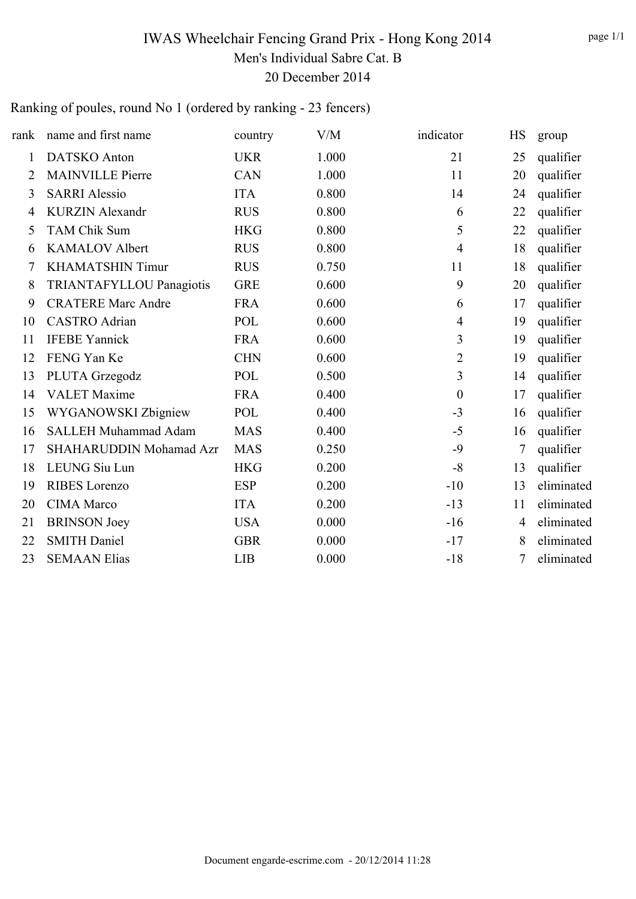# IWAS Wheelchair Fencing Grand Prix - Hong Kong 2014

## Men's Individual Sabre Cat. B

## 20 December 2014

Ranking of poules, round No 1 (ordered by ranking - 23 fencers)

| rank | name and first name | country | V/M | indicator | HS | group |
|---|---|---|---|---|---|---|
| 1 | DATSKO Anton | UKR | 1.000 | 21 | 25 | qualifier |
| 2 | MAINVILLE Pierre | CAN | 1.000 | 11 | 20 | qualifier |
| 3 | SARRI Alessio | ITA | 0.800 | 14 | 24 | qualifier |
| 4 | KURZIN Alexandr | RUS | 0.800 | 6 | 22 | qualifier |
| 5 | TAM Chik Sum | HKG | 0.800 | 5 | 22 | qualifier |
| 6 | KAMALOV Albert | RUS | 0.800 | 4 | 18 | qualifier |
| 7 | KHAMATSHIN Timur | RUS | 0.750 | 11 | 18 | qualifier |
| 8 | TRIANTAFYLLOU Panagiotis | GRE | 0.600 | 9 | 20 | qualifier |
| 9 | CRATERE Marc Andre | FRA | 0.600 | 6 | 17 | qualifier |
| 10 | CASTRO Adrian | POL | 0.600 | 4 | 19 | qualifier |
| 11 | IFEBE Yannick | FRA | 0.600 | 3 | 19 | qualifier |
| 12 | FENG Yan Ke | CHN | 0.600 | 2 | 19 | qualifier |
| 13 | PLUTA Grzegodz | POL | 0.500 | 3 | 14 | qualifier |
| 14 | VALET Maxime | FRA | 0.400 | 0 | 17 | qualifier |
| 15 | WYGANOWSKI Zbigniew | POL | 0.400 | -3 | 16 | qualifier |
| 16 | SALLEH Muhammad Adam | MAS | 0.400 | -5 | 16 | qualifier |
| 17 | SHAHARUDDIN Mohamad Azr | MAS | 0.250 | -9 | 7 | qualifier |
| 18 | LEUNG Siu Lun | HKG | 0.200 | -8 | 13 | qualifier |
| 19 | RIBES Lorenzo | ESP | 0.200 | -10 | 13 | eliminated |
| 20 | CIMA Marco | ITA | 0.200 | -13 | 11 | eliminated |
| 21 | BRINSON Joey | USA | 0.000 | -16 | 4 | eliminated |
| 22 | SMITH Daniel | GBR | 0.000 | -17 | 8 | eliminated |
| 23 | SEMAAN Elias | LIB | 0.000 | -18 | 7 | eliminated |

Document engarde-escrime.com - 20/12/2014 11:28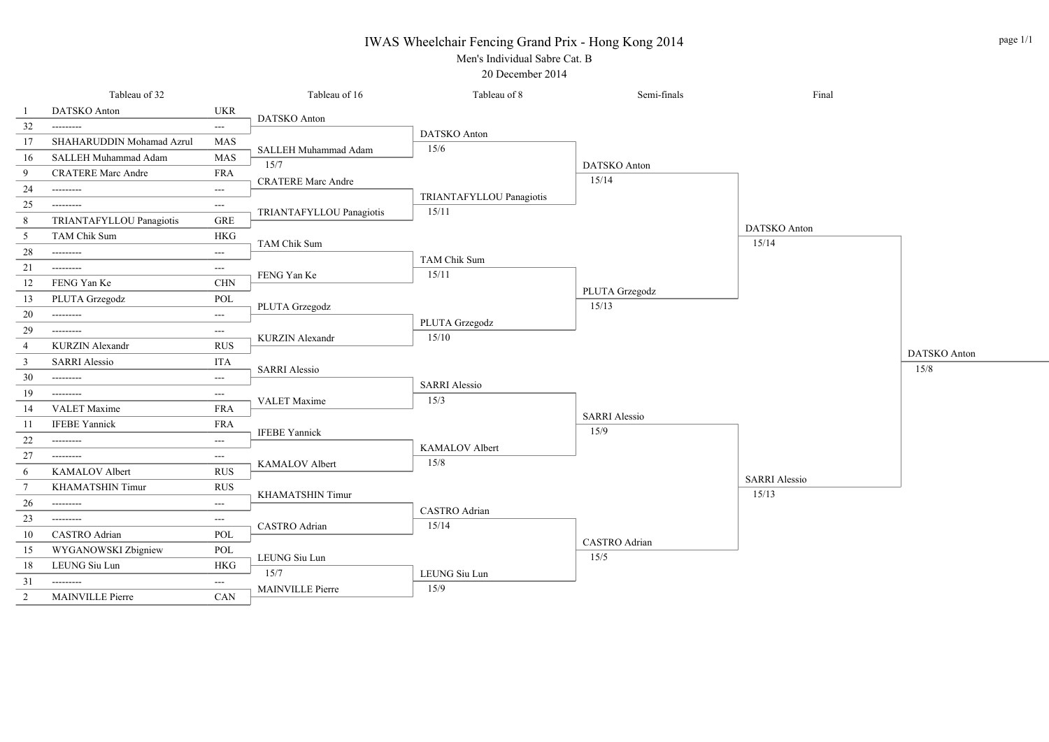# IWAS Wheelchair Fencing Grand Prix - Hong Kong 2014

Men's Individual Sabre Cat. B

20 December 2014

## Tableau of 32

| Seed | Name | Country |
|---|---|---|
| 1 | DATSKO Anton | UKR |
| 32 | --------- | --- |
| 17 | SHAHARUDDIN Mohamad Azrul | MAS |
| 16 | SALLEH Muhammad Adam | MAS |
| 9 | CRATERE Marc Andre | FRA |
| 24 | --------- | --- |
| 25 | --------- | --- |
| 8 | TRIANTAFYLLOU Panagiotis | GRE |
| 5 | TAM Chik Sum | HKG |
| 28 | --------- | --- |
| 21 | --------- | --- |
| 12 | FENG Yan Ke | CHN |
| 13 | PLUTA Grzegodz | POL |
| 20 | --------- | --- |
| 29 | --------- | --- |
| 4 | KURZIN Alexandr | RUS |
| 3 | SARRI Alessio | ITA |
| 30 | --------- | --- |
| 19 | --------- | --- |
| 14 | VALET Maxime | FRA |
| 11 | IFEBE Yannick | FRA |
| 22 | --------- | --- |
| 27 | --------- | --- |
| 6 | KAMALOV Albert | RUS |
| 7 | KHAMATSHIN Timur | RUS |
| 26 | --------- | --- |
| 23 | --------- | --- |
| 10 | CASTRO Adrian | POL |
| 15 | WYGANOWSKI Zbigniew | POL |
| 18 | LEUNG Siu Lun | HKG |
| 31 | --------- | --- |
| 2 | MAINVILLE Pierre | CAN |

## Tableau of 16

| Winner | Score |
|---|---|
| DATSKO Anton | |
| SALLEH Muhammad Adam | 15/7 |
| CRATERE Marc Andre | |
| TRIANTAFYLLOU Panagiotis | |
| TAM Chik Sum | |
| FENG Yan Ke | |
| PLUTA Grzegodz | |
| KURZIN Alexandr | |
| SARRI Alessio | |
| VALET Maxime | |
| IFEBE Yannick | |
| KAMALOV Albert | |
| KHAMATSHIN Timur | |
| CASTRO Adrian | |
| LEUNG Siu Lun | 15/7 |
| MAINVILLE Pierre | |

## Tableau of 8

| Winner | Score |
|---|---|
| DATSKO Anton | 15/6 |
| TRIANTAFYLLOU Panagiotis | 15/11 |
| TAM Chik Sum | 15/11 |
| PLUTA Grzegodz | 15/10 |
| SARRI Alessio | 15/3 |
| KAMALOV Albert | 15/8 |
| CASTRO Adrian | 15/14 |
| LEUNG Siu Lun | 15/9 |

## Semi-finals

| Winner | Score |
|---|---|
| DATSKO Anton | 15/14 |
| PLUTA Grzegodz | 15/13 |
| SARRI Alessio | 15/9 |
| CASTRO Adrian | 15/5 |

## Final

| Winner | Score |
|---|---|
| DATSKO Anton | 15/14 |
| SARRI Alessio | 15/13 |

## Winner

| Winner | Score |
|---|---|
| DATSKO Anton | 15/8 |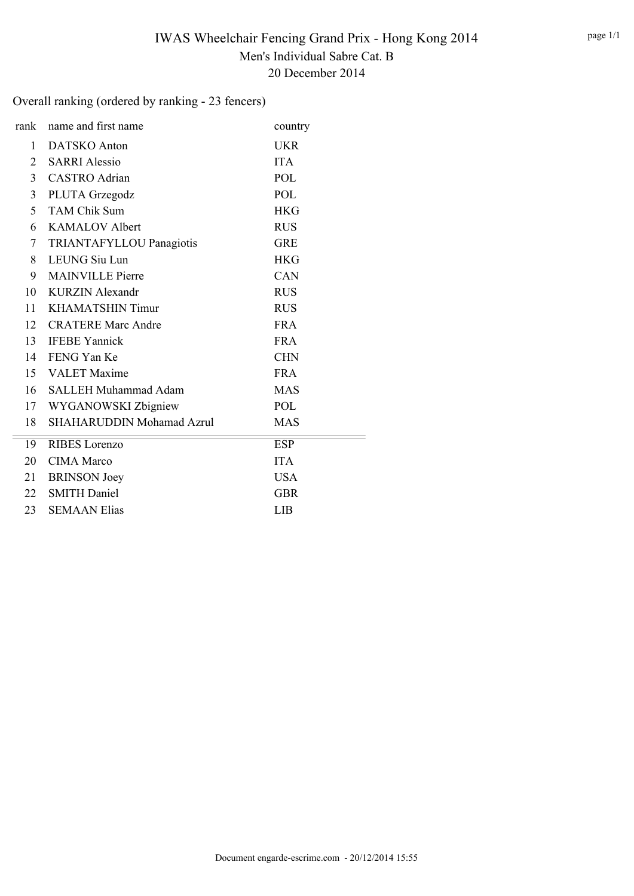# IWAS Wheelchair Fencing Grand Prix - Hong Kong 2014

## Men's Individual Sabre Cat. B

## 20 December 2014

Overall ranking (ordered by ranking - 23 fencers)

| rank | name and first name | country |
|---|---|---|
| 1 | DATSKO Anton | UKR |
| 2 | SARRI Alessio | ITA |
| 3 | CASTRO Adrian | POL |
| 3 | PLUTA Grzegodz | POL |
| 5 | TAM Chik Sum | HKG |
| 6 | KAMALOV Albert | RUS |
| 7 | TRIANTAFYLLOU Panagiotis | GRE |
| 8 | LEUNG Siu Lun | HKG |
| 9 | MAINVILLE Pierre | CAN |
| 10 | KURZIN Alexandr | RUS |
| 11 | KHAMATSHIN Timur | RUS |
| 12 | CRATERE Marc Andre | FRA |
| 13 | IFEBE Yannick | FRA |
| 14 | FENG Yan Ke | CHN |
| 15 | VALET Maxime | FRA |
| 16 | SALLEH Muhammad Adam | MAS |
| 17 | WYGANOWSKI Zbigniew | POL |
| 18 | SHAHARUDDIN Mohamad Azrul | MAS |
| 19 | RIBES Lorenzo | ESP |
| 20 | CIMA Marco | ITA |
| 21 | BRINSON Joey | USA |
| 22 | SMITH Daniel | GBR |
| 23 | SEMAAN Elias | LIB |

Document engarde-escrime.com - 20/12/2014 15:55